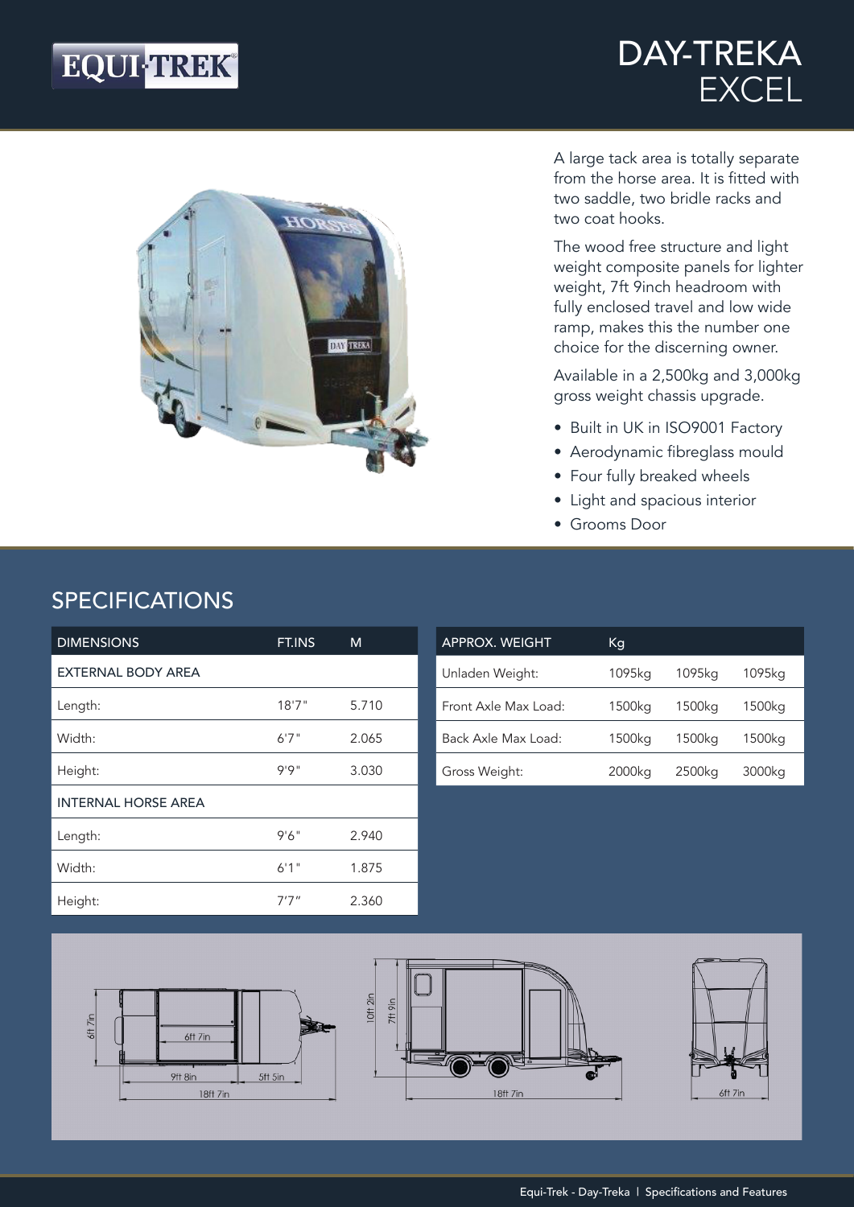EQUI-TREK

# DAY-TREKA EXCEL

A large tack area is totally separate from the horse area. It is fitted with two saddle, two bridle racks and two coat hooks.

The wood free structure and light weight composite panels for lighter weight, 7ft 9inch headroom with fully enclosed travel and low wide ramp, makes this the number one choice for the discerning owner.

Available in a 2,500kg and 3,000kg gross weight chassis upgrade.

- Built in UK in ISO9001 Factory
- Aerodynamic fibreglass mould
- Four fully breaked wheels
- Light and spacious interior
- Grooms Door

## SPECIFICATIONS

| DIMENSIONS | FT.INS | M |
|---|---|---|
| EXTERNAL BODY AREA | | |
| Length: | 18'7" | 5.710 |
| Width: | 6'7" | 2.065 |
| Height: | 9'9" | 3.030 |
| INTERNAL HORSE AREA | | |
| Length: | 9'6" | 2.940 |
| Width: | 6'1" | 1.875 |
| Height: | 7'7" | 2.360 |

| APPROX. WEIGHT | Kg | | |
|---|---|---|---|
| Unladen Weight: | 1095kg | 1095kg | 1095kg |
| Front Axle Max Load: | 1500kg | 1500kg | 1500kg |
| Back Axle Max Load: | 1500kg | 1500kg | 1500kg |
| Gross Weight: | 2000kg | 2500kg | 3000kg |

6ft 7in 6ft 7in 9ft 8in 5ft 5in 18ft 7in 10ft 2in 7ft 9in 18ft 7in 6ft 7in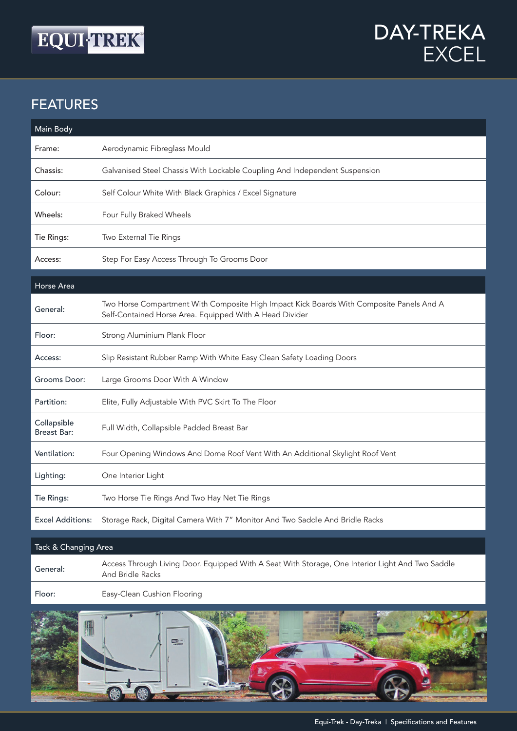EQUI·TREK®

# DAY-TREKA EXCEL

## FEATURES

| Main Body | |
|---|---|
| Frame: | Aerodynamic Fibreglass Mould |
| Chassis: | Galvanised Steel Chassis With Lockable Coupling And Independent Suspension |
| Colour: | Self Colour White With Black Graphics / Excel Signature |
| Wheels: | Four Fully Braked Wheels |
| Tie Rings: | Two External Tie Rings |
| Access: | Step For Easy Access Through To Grooms Door |

| Horse Area | |
|---|---|
| General: | Two Horse Compartment With Composite High Impact Kick Boards With Composite Panels And A Self-Contained Horse Area. Equipped With A Head Divider |
| Floor: | Strong Aluminium Plank Floor |
| Access: | Slip Resistant Rubber Ramp With White Easy Clean Safety Loading Doors |
| Grooms Door: | Large Grooms Door With A Window |
| Partition: | Elite, Fully Adjustable With PVC Skirt To The Floor |
| Collapsible Breast Bar: | Full Width, Collapsible Padded Breast Bar |
| Ventilation: | Four Opening Windows And Dome Roof Vent With An Additional Skylight Roof Vent |
| Lighting: | One Interior Light |
| Tie Rings: | Two Horse Tie Rings And Two Hay Net Tie Rings |
| Excel Additions: | Storage Rack, Digital Camera With 7" Monitor And Two Saddle And Bridle Racks |

| Tack & Changing Area | |
|---|---|
| General: | Access Through Living Door. Equipped With A Seat With Storage, One Interior Light And Two Saddle And Bridle Racks |
| Floor: | Easy-Clean Cushion Flooring |